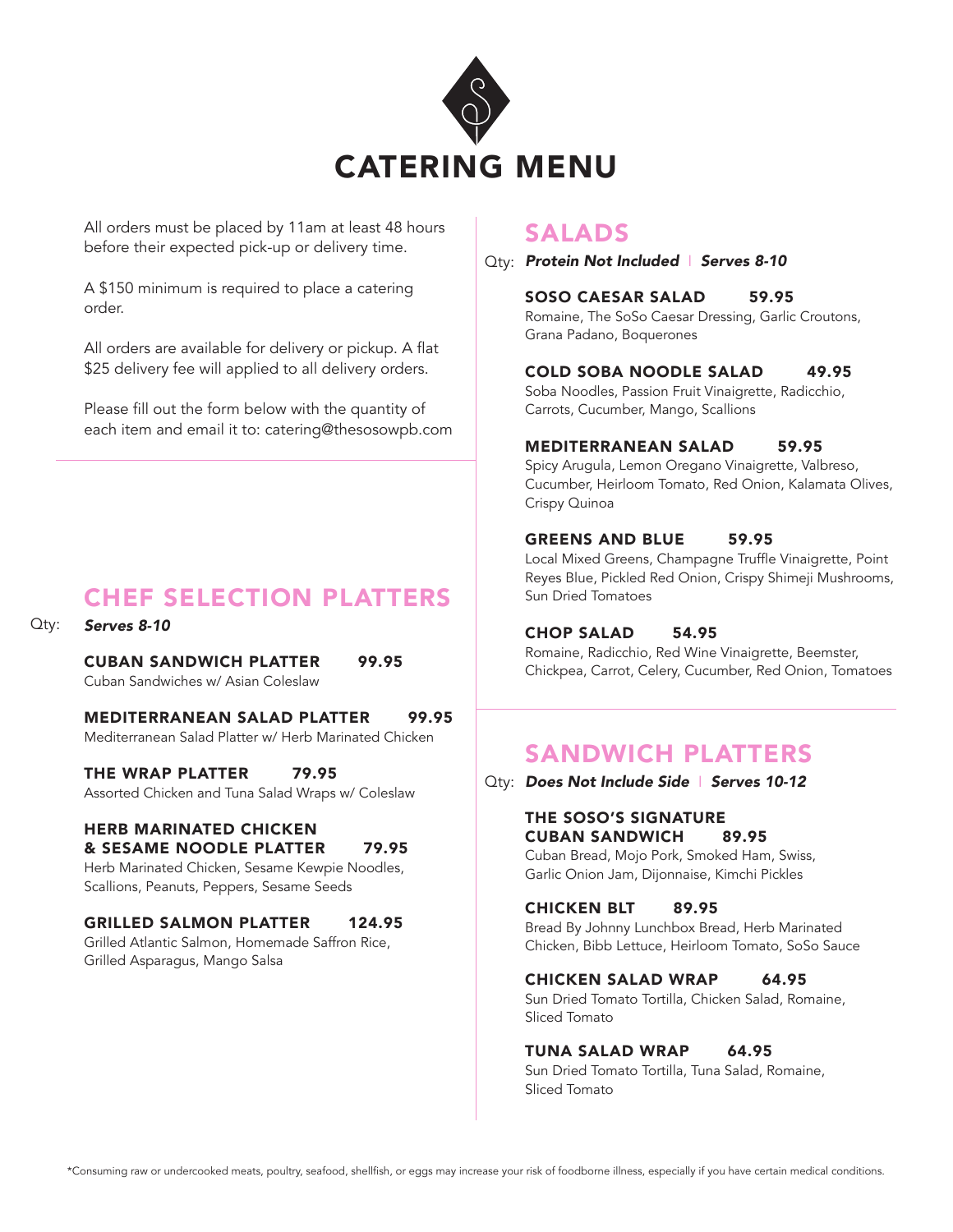# CATERING MENU

All orders must be placed by 11am at least 48 hours before their expected pick-up or delivery time.

A $150 minimum is required to place a catering order.

All orders are available for delivery or pickup. A flat $25 delivery fee will applied to all delivery orders.

Please fill out the form below with the quantity of each item and email it to: catering@thesosowpb.com

## CHEF SELECTION PLATTERS

Qty: ***Serves 8-10***

**CUBAN SANDWICH PLATTER 99.95**
Cuban Sandwiches w/ Asian Coleslaw

**MEDITERRANEAN SALAD PLATTER 99.95**
Mediterranean Salad Platter w/ Herb Marinated Chicken

**THE WRAP PLATTER 79.95**
Assorted Chicken and Tuna Salad Wraps w/ Coleslaw

**HERB MARINATED CHICKEN & SESAME NOODLE PLATTER 79.95**
Herb Marinated Chicken, Sesame Kewpie Noodles, Scallions, Peanuts, Peppers, Sesame Seeds

**GRILLED SALMON PLATTER 124.95**
Grilled Atlantic Salmon, Homemade Saffron Rice, Grilled Asparagus, Mango Salsa

## SALADS

Qty: ***Protein Not Included*** | ***Serves 8-10***

**SOSO CAESAR SALAD 59.95**
Romaine, The SoSo Caesar Dressing, Garlic Croutons, Grana Padano, Boquerones

**COLD SOBA NOODLE SALAD 49.95**
Soba Noodles, Passion Fruit Vinaigrette, Radicchio, Carrots, Cucumber, Mango, Scallions

**MEDITERRANEAN SALAD 59.95**
Spicy Arugula, Lemon Oregano Vinaigrette, Valbreso, Cucumber, Heirloom Tomato, Red Onion, Kalamata Olives, Crispy Quinoa

**GREENS AND BLUE 59.95**
Local Mixed Greens, Champagne Truffle Vinaigrette, Point Reyes Blue, Pickled Red Onion, Crispy Shimeji Mushrooms, Sun Dried Tomatoes

**CHOP SALAD 54.95**
Romaine, Radicchio, Red Wine Vinaigrette, Beemster, Chickpea, Carrot, Celery, Cucumber, Red Onion, Tomatoes

## SANDWICH PLATTERS

Qty: ***Does Not Include Side*** | ***Serves 10-12***

**THE SOSO'S SIGNATURE CUBAN SANDWICH 89.95**
Cuban Bread, Mojo Pork, Smoked Ham, Swiss, Garlic Onion Jam, Dijonnaise, Kimchi Pickles

**CHICKEN BLT 89.95**
Bread By Johnny Lunchbox Bread, Herb Marinated Chicken, Bibb Lettuce, Heirloom Tomato, SoSo Sauce

**CHICKEN SALAD WRAP 64.95**
Sun Dried Tomato Tortilla, Chicken Salad, Romaine, Sliced Tomato

**TUNA SALAD WRAP 64.95**
Sun Dried Tomato Tortilla, Tuna Salad, Romaine, Sliced Tomato

*Consuming raw or undercooked meats, poultry, seafood, shellfish, or eggs may increase your risk of foodborne illness, especially if you have certain medical conditions.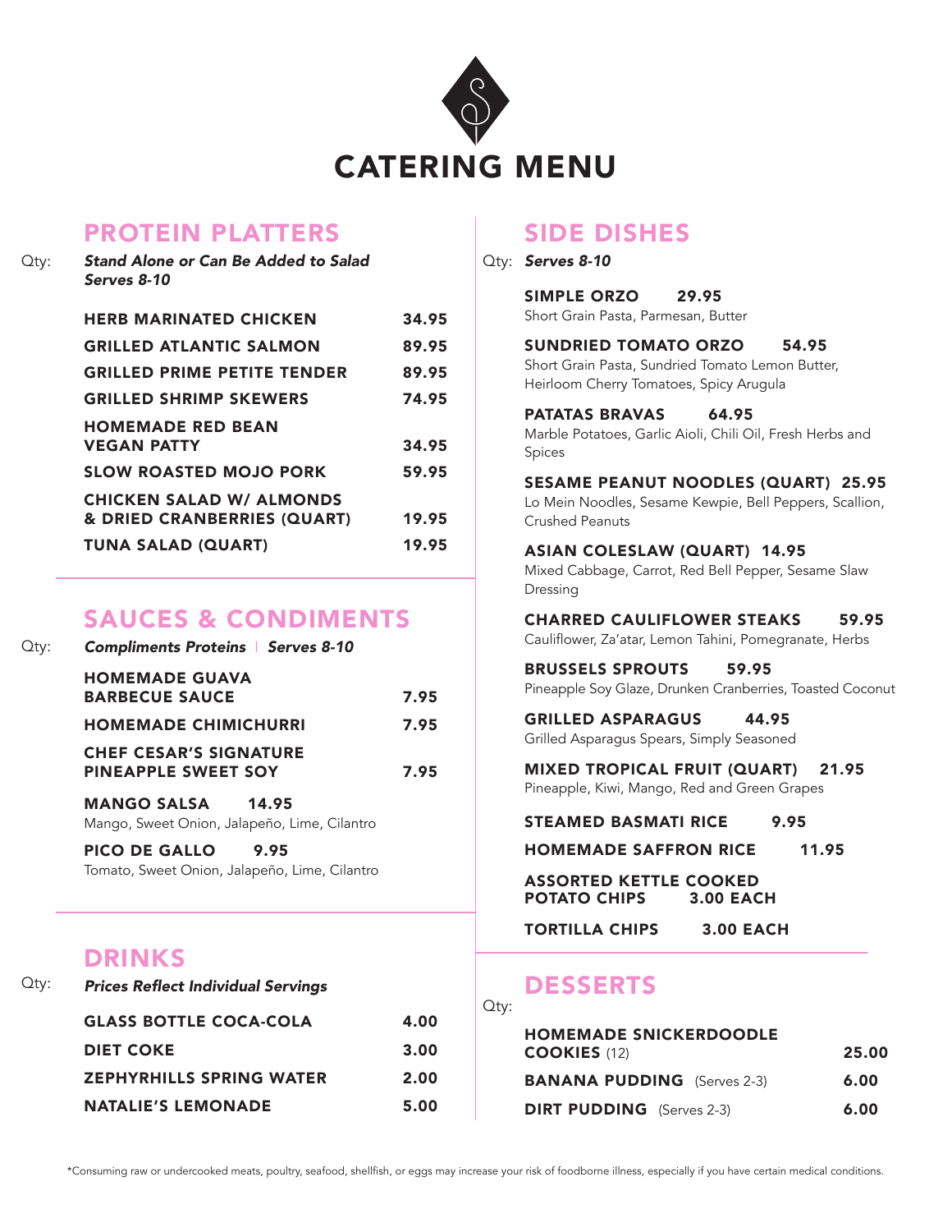# CATERING MENU

## PROTEIN PLATTERS

Qty: ***Stand Alone or Can Be Added to Salad***
***Serves 8-10***

| Item | Price |
|---|---|
| **HERB MARINATED CHICKEN** | **34.95** |
| **GRILLED ATLANTIC SALMON** | **89.95** |
| **GRILLED PRIME PETITE TENDER** | **89.95** |
| **GRILLED SHRIMP SKEWERS** | **74.95** |
| **HOMEMADE RED BEAN VEGAN PATTY** | **34.95** |
| **SLOW ROASTED MOJO PORK** | **59.95** |
| **CHICKEN SALAD W/ ALMONDS & DRIED CRANBERRIES (QUART)** | **19.95** |
| **TUNA SALAD (QUART)** | **19.95** |

## SAUCES & CONDIMENTS

Qty: ***Compliments Proteins | Serves 8-10***

| Item | Price |
|---|---|
| **HOMEMADE GUAVA BARBECUE SAUCE** | **7.95** |
| **HOMEMADE CHIMICHURRI** | **7.95** |
| **CHEF CESAR'S SIGNATURE PINEAPPLE SWEET SOY** | **7.95** |

**MANGO SALSA 14.95**
Mango, Sweet Onion, Jalapeño, Lime, Cilantro

**PICO DE GALLO 9.95**
Tomato, Sweet Onion, Jalapeño, Lime, Cilantro

## DRINKS

Qty: ***Prices Reflect Individual Servings***

| Item | Price |
|---|---|
| **GLASS BOTTLE COCA-COLA** | **4.00** |
| **DIET COKE** | **3.00** |
| **ZEPHYRHILLS SPRING WATER** | **2.00** |
| **NATALIE'S LEMONADE** | **5.00** |

## SIDE DISHES

Qty: ***Serves 8-10***

**SIMPLE ORZO 29.95**
Short Grain Pasta, Parmesan, Butter

**SUNDRIED TOMATO ORZO 54.95**
Short Grain Pasta, Sundried Tomato Lemon Butter, Heirloom Cherry Tomatoes, Spicy Arugula

**PATATAS BRAVAS 64.95**
Marble Potatoes, Garlic Aioli, Chili Oil, Fresh Herbs and Spices

**SESAME PEANUT NOODLES (QUART) 25.95**
Lo Mein Noodles, Sesame Kewpie, Bell Peppers, Scallion, Crushed Peanuts

**ASIAN COLESLAW (QUART) 14.95**
Mixed Cabbage, Carrot, Red Bell Pepper, Sesame Slaw Dressing

**CHARRED CAULIFLOWER STEAKS 59.95**
Cauliflower, Za'atar, Lemon Tahini, Pomegranate, Herbs

**BRUSSELS SPROUTS 59.95**
Pineapple Soy Glaze, Drunken Cranberries, Toasted Coconut

**GRILLED ASPARAGUS 44.95**
Grilled Asparagus Spears, Simply Seasoned

**MIXED TROPICAL FRUIT (QUART) 21.95**
Pineapple, Kiwi, Mango, Red and Green Grapes

**STEAMED BASMATI RICE 9.95**

**HOMEMADE SAFFRON RICE 11.95**

**ASSORTED KETTLE COOKED POTATO CHIPS 3.00 EACH**

**TORTILLA CHIPS 3.00 EACH**

## DESSERTS

Qty:

| Item | Price |
|---|---|
| **HOMEMADE SNICKERDOODLE COOKIES** (12) | **25.00** |
| **BANANA PUDDING** (Serves 2-3) | **6.00** |
| **DIRT PUDDING** (Serves 2-3) | **6.00** |

*Consuming raw or undercooked meats, poultry, seafood, shellfish, or eggs may increase your risk of foodborne illness, especially if you have certain medical conditions.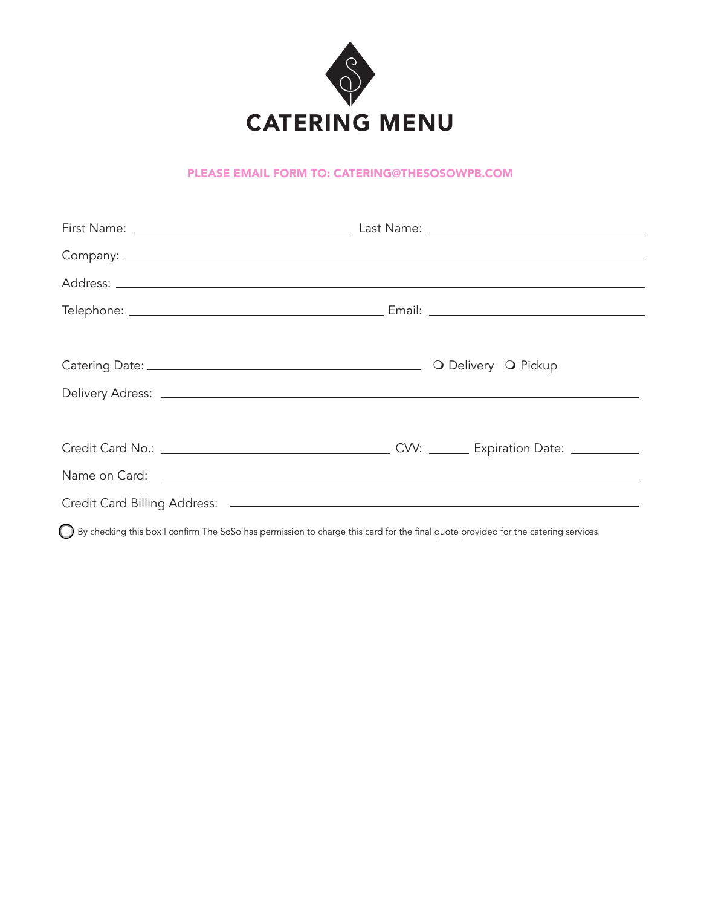# CATERING MENU

**PLEASE EMAIL FORM TO: CATERING@THESOSOWPB.COM**

First Name: ______________________ Last Name: ______________________

Company: ______________________________________________

Address: ______________________________________________

Telephone: ______________________ Email: ______________________

Catering Date: ______________________ ❍ Delivery ❍ Pickup

Delivery Adress: ______________________________________________

Credit Card No.: ______________________ CVV: ______ Expiration Date: ________

Name on Card: ______________________________________________

Credit Card Billing Address: ______________________________________________

◯ By checking this box I confirm The SoSo has permission to charge this card for the final quote provided for the catering services.